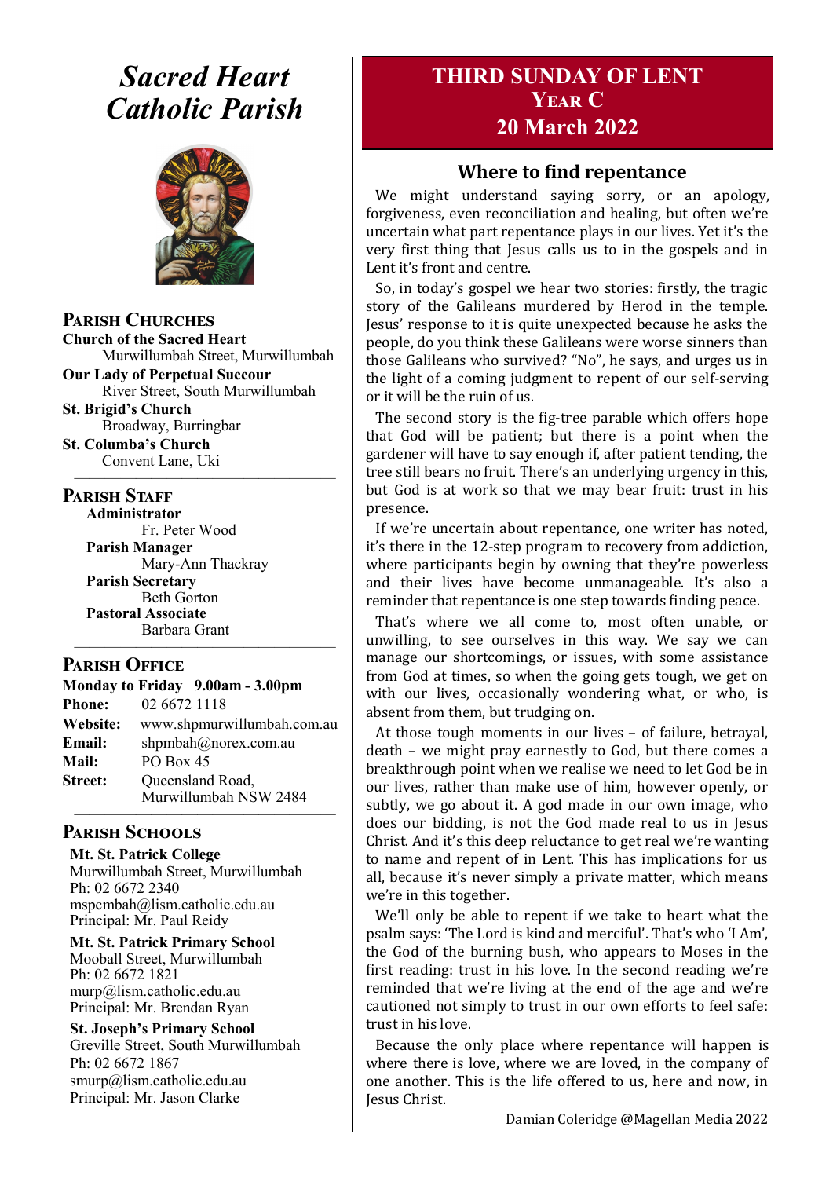# *Sacred Heart Catholic Parish*

## Parish Churches

**Church of the Sacred Heart**
Murwillumbah Street, Murwillumbah

**Our Lady of Perpetual Succour**
River Street, South Murwillumbah

**St. Brigid's Church**
Broadway, Burringbar

**St. Columba's Church**
Convent Lane, Uki

## Parish Staff

**Administrator**
Fr. Peter Wood

**Parish Manager**
Mary-Ann Thackray

**Parish Secretary**
Beth Gorton

**Pastoral Associate**
Barbara Grant

## Parish Office

**Monday to Friday 9.00am - 3.00pm**

**Phone:** 02 6672 1118
**Website:** www.shpmurwillumbah.com.au
**Email:** shpmbah@norex.com.au
**Mail:** PO Box 45
**Street:** Queensland Road, Murwillumbah NSW 2484

## Parish Schools

**Mt. St. Patrick College**
Murwillumbah Street, Murwillumbah
Ph: 02 6672 2340
mspcmbah@lism.catholic.edu.au
Principal: Mr. Paul Reidy

**Mt. St. Patrick Primary School**
Mooball Street, Murwillumbah
Ph: 02 6672 1821
murp@lism.catholic.edu.au
Principal: Mr. Brendan Ryan

**St. Joseph's Primary School**
Greville Street, South Murwillumbah
Ph: 02 6672 1867
smurp@lism.catholic.edu.au
Principal: Mr. Jason Clarke

# THIRD SUNDAY OF LENT
## Year C
## 20 March 2022

## Where to find repentance

We might understand saying sorry, or an apology, forgiveness, even reconciliation and healing, but often we're uncertain what part repentance plays in our lives. Yet it's the very first thing that Jesus calls us to in the gospels and in Lent it's front and centre.

So, in today's gospel we hear two stories: firstly, the tragic story of the Galileans murdered by Herod in the temple. Jesus' response to it is quite unexpected because he asks the people, do you think these Galileans were worse sinners than those Galileans who survived? "No", he says, and urges us in the light of a coming judgment to repent of our self-serving or it will be the ruin of us.

The second story is the fig-tree parable which offers hope that God will be patient; but there is a point when the gardener will have to say enough if, after patient tending, the tree still bears no fruit. There's an underlying urgency in this, but God is at work so that we may bear fruit: trust in his presence.

If we're uncertain about repentance, one writer has noted, it's there in the 12-step program to recovery from addiction, where participants begin by owning that they're powerless and their lives have become unmanageable. It's also a reminder that repentance is one step towards finding peace.

That's where we all come to, most often unable, or unwilling, to see ourselves in this way. We say we can manage our shortcomings, or issues, with some assistance from God at times, so when the going gets tough, we get on with our lives, occasionally wondering what, or who, is absent from them, but trudging on.

At those tough moments in our lives – of failure, betrayal, death – we might pray earnestly to God, but there comes a breakthrough point when we realise we need to let God be in our lives, rather than make use of him, however openly, or subtly, we go about it. A god made in our own image, who does our bidding, is not the God made real to us in Jesus Christ. And it's this deep reluctance to get real we're wanting to name and repent of in Lent. This has implications for us all, because it's never simply a private matter, which means we're in this together.

We'll only be able to repent if we take to heart what the psalm says: 'The Lord is kind and merciful'. That's who 'I Am', the God of the burning bush, who appears to Moses in the first reading: trust in his love. In the second reading we're reminded that we're living at the end of the age and we're cautioned not simply to trust in our own efforts to feel safe: trust in his love.

Because the only place where repentance will happen is where there is love, where we are loved, in the company of one another. This is the life offered to us, here and now, in Jesus Christ.

Damian Coleridge @Magellan Media 2022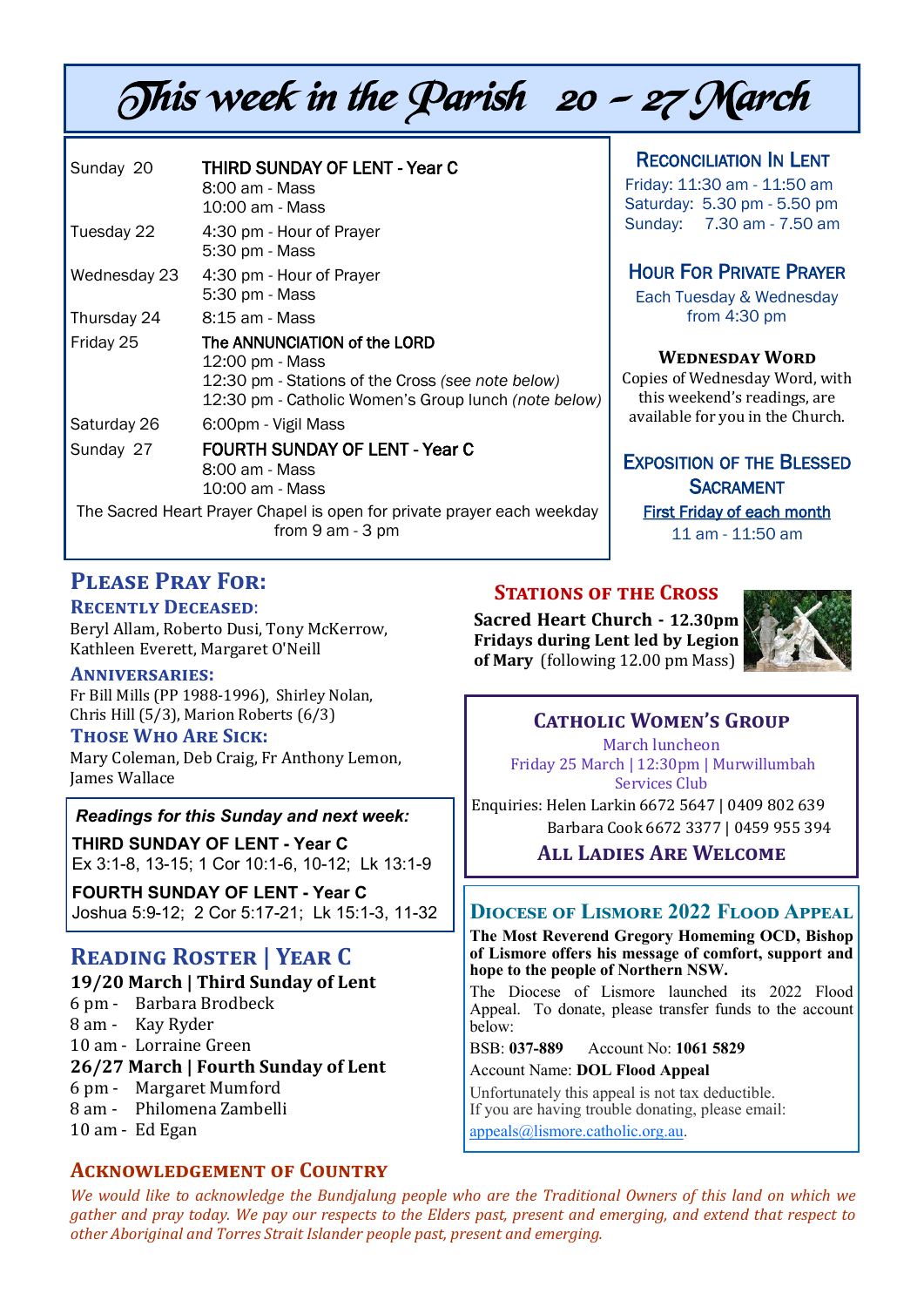# This week in the Parish 20 – 27 March

| | |
|---|---|
| Sunday 20 | **THIRD SUNDAY OF LENT - Year C**<br>8:00 am - Mass<br>10:00 am - Mass |
| Tuesday 22 | 4:30 pm - Hour of Prayer<br>5:30 pm - Mass |
| Wednesday 23 | 4:30 pm - Hour of Prayer<br>5:30 pm - Mass |
| Thursday 24 | 8:15 am - Mass |
| Friday 25 | **The ANNUNCIATION of the LORD**<br>12:00 pm - Mass<br>12:30 pm - Stations of the Cross *(see note below)*<br>12:30 pm - Catholic Women's Group lunch *(note below)* |
| Saturday 26 | 6:00pm - Vigil Mass |
| Sunday 27 | **FOURTH SUNDAY OF LENT - Year C**<br>8:00 am - Mass<br>10:00 am - Mass |

The Sacred Heart Prayer Chapel is open for private prayer each weekday from 9 am - 3 pm

## Reconciliation In Lent

Friday: 11:30 am - 11:50 am
Saturday: 5.30 pm - 5.50 pm
Sunday: 7.30 am - 7.50 am

## Hour For Private Prayer

Each Tuesday & Wednesday from 4:30 pm

## Wednesday Word

Copies of Wednesday Word, with this weekend's readings, are available for you in the Church.

## Exposition of the Blessed Sacrament

First Friday of each month
11 am - 11:50 am

## Please Pray For:

### Recently Deceased:

Beryl Allam, Roberto Dusi, Tony McKerrow, Kathleen Everett, Margaret O'Neill

### Anniversaries:

Fr Bill Mills (PP 1988-1996), Shirley Nolan, Chris Hill (5/3), Marion Roberts (6/3)

### Those Who Are Sick:

Mary Coleman, Deb Craig, Fr Anthony Lemon, James Wallace

*Readings for this Sunday and next week:*

**THIRD SUNDAY OF LENT - Year C**
Ex 3:1-8, 13-15; 1 Cor 10:1-6, 10-12; Lk 13:1-9

**FOURTH SUNDAY OF LENT - Year C**
Joshua 5:9-12; 2 Cor 5:17-21; Lk 15:1-3, 11-32

## Reading Roster | Year C

**19/20 March | Third Sunday of Lent**
6 pm - Barbara Brodbeck
8 am - Kay Ryder
10 am - Lorraine Green

**26/27 March | Fourth Sunday of Lent**
6 pm - Margaret Mumford
8 am - Philomena Zambelli
10 am - Ed Egan

## Stations of the Cross

**Sacred Heart Church - 12.30pm Fridays during Lent led by Legion of Mary** (following 12.00 pm Mass)

## Catholic Women's Group

March luncheon
Friday 25 March | 12:30pm | Murwillumbah Services Club

Enquiries: Helen Larkin 6672 5647 | 0409 802 639
Barbara Cook 6672 3377 | 0459 955 394

**All Ladies Are Welcome**

## Diocese of Lismore 2022 Flood Appeal

**The Most Reverend Gregory Homeming OCD, Bishop of Lismore offers his message of comfort, support and hope to the people of Northern NSW.**

The Diocese of Lismore launched its 2022 Flood Appeal. To donate, please transfer funds to the account below:

BSB: **037-889** Account No: **1061 5829**

Account Name: **DOL Flood Appeal**

Unfortunately this appeal is not tax deductible.
If you are having trouble donating, please email: appeals@lismore.catholic.org.au.

## Acknowledgement of Country

*We would like to acknowledge the Bundjalung people who are the Traditional Owners of this land on which we gather and pray today. We pay our respects to the Elders past, present and emerging, and extend that respect to other Aboriginal and Torres Strait Islander people past, present and emerging.*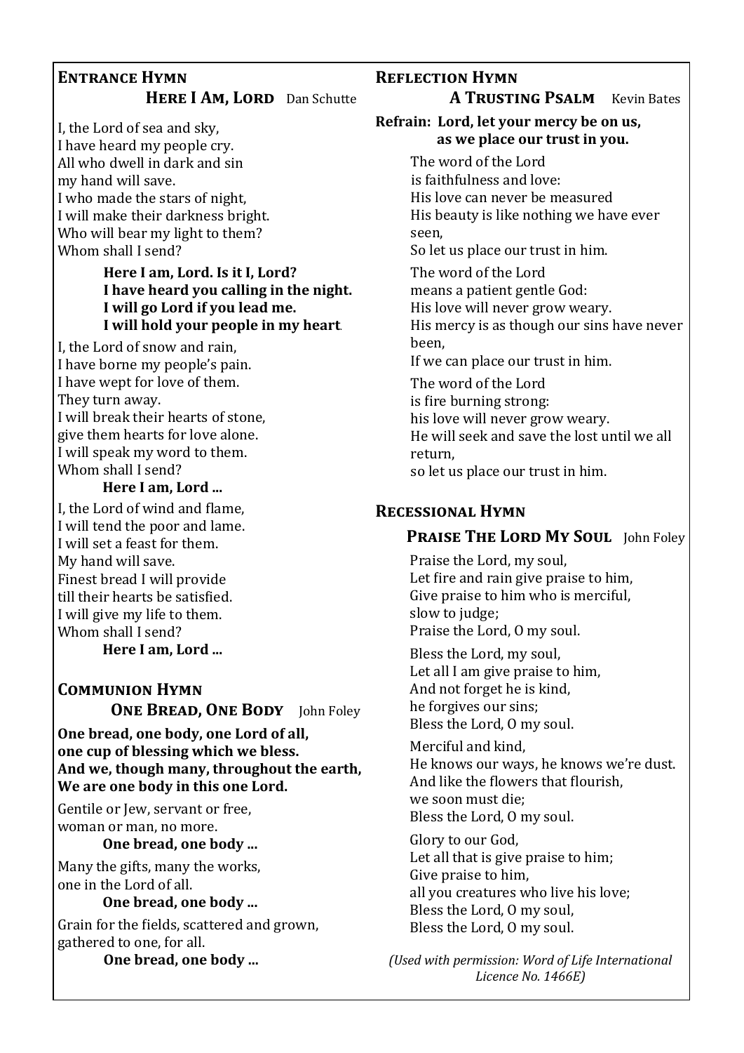## Entrance Hymn

### Here I Am, Lord — Dan Schutte

I, the Lord of sea and sky,
I have heard my people cry.
All who dwell in dark and sin
my hand will save.
I who made the stars of night,
I will make their darkness bright.
Who will bear my light to them?
Whom shall I send?

**Here I am, Lord. Is it I, Lord?**
**I have heard you calling in the night.**
**I will go Lord if you lead me.**
**I will hold your people in my heart.**

I, the Lord of snow and rain,
I have borne my people's pain.
I have wept for love of them.
They turn away.
I will break their hearts of stone,
give them hearts for love alone.
I will speak my word to them.
Whom shall I send?

**Here I am, Lord ...**

I, the Lord of wind and flame,
I will tend the poor and lame.
I will set a feast for them.
My hand will save.
Finest bread I will provide
till their hearts be satisfied.
I will give my life to them.
Whom shall I send?

**Here I am, Lord ...**

## Communion Hymn

### One Bread, One Body — John Foley

**One bread, one body, one Lord of all,**
**one cup of blessing which we bless.**
**And we, though many, throughout the earth,**
**We are one body in this one Lord.**

Gentile or Jew, servant or free,
woman or man, no more.

**One bread, one body ...**

Many the gifts, many the works,
one in the Lord of all.

**One bread, one body ...**

Grain for the fields, scattered and grown,
gathered to one, for all.

**One bread, one body ...**

## Reflection Hymn

### A Trusting Psalm — Kevin Bates

**Refrain: Lord, let your mercy be on us,**
**as we place our trust in you.**

The word of the Lord
is faithfulness and love:
His love can never be measured
His beauty is like nothing we have ever seen,
So let us place our trust in him.

The word of the Lord
means a patient gentle God:
His love will never grow weary.
His mercy is as though our sins have never been,
If we can place our trust in him.

The word of the Lord
is fire burning strong:
his love will never grow weary.
He will seek and save the lost until we all return,
so let us place our trust in him.

## Recessional Hymn

### Praise The Lord My Soul — John Foley

Praise the Lord, my soul,
Let fire and rain give praise to him,
Give praise to him who is merciful,
slow to judge;
Praise the Lord, O my soul.

Bless the Lord, my soul,
Let all I am give praise to him,
And not forget he is kind,
he forgives our sins;
Bless the Lord, O my soul.

Merciful and kind,
He knows our ways, he knows we're dust.
And like the flowers that flourish,
we soon must die;
Bless the Lord, O my soul.

Glory to our God,
Let all that is give praise to him;
Give praise to him,
all you creatures who live his love;
Bless the Lord, O my soul,
Bless the Lord, O my soul.

*(Used with permission: Word of Life International Licence No. 1466E)*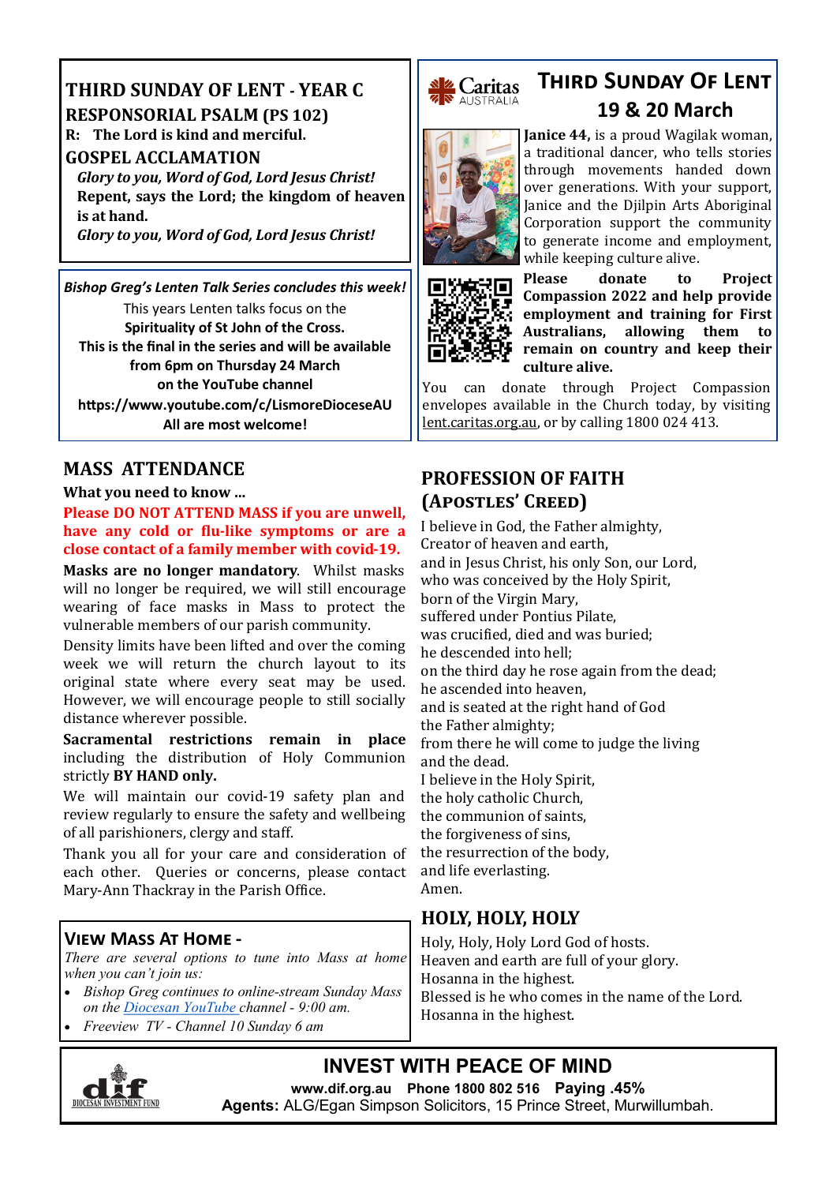## THIRD SUNDAY OF LENT - YEAR C

### RESPONSORIAL PSALM (PS 102)

**R: The Lord is kind and merciful.**

### GOSPEL ACCLAMATION

***Glory to you, Word of God, Lord Jesus Christ!***

**Repent, says the Lord; the kingdom of heaven is at hand.**

***Glory to you, Word of God, Lord Jesus Christ!***

***Bishop Greg's Lenten Talk Series concludes this week!***

This years Lenten talks focus on the

**Spirituality of St John of the Cross.**

**This is the final in the series and will be available from 6pm on Thursday 24 March on the YouTube channel**

**https://www.youtube.com/c/LismoreDioceseAU**

**All are most welcome!**

## MASS ATTENDANCE

**What you need to know ...**

**Please DO NOT ATTEND MASS if you are unwell, have any cold or flu-like symptoms or are a close contact of a family member with covid-19.**

**Masks are no longer mandatory**. Whilst masks will no longer be required, we will still encourage wearing of face masks in Mass to protect the vulnerable members of our parish community.

Density limits have been lifted and over the coming week we will return the church layout to its original state where every seat may be used. However, we will encourage people to still socially distance wherever possible.

**Sacramental restrictions remain in place** including the distribution of Holy Communion strictly **BY HAND only.**

We will maintain our covid-19 safety plan and review regularly to ensure the safety and wellbeing of all parishioners, clergy and staff.

Thank you all for your care and consideration of each other. Queries or concerns, please contact Mary-Ann Thackray in the Parish Office.

### VIEW MASS AT HOME -

*There are several options to tune into Mass at home when you can't join us:*

- *Bishop Greg continues to online-stream Sunday Mass on the Diocesan YouTube channel - 9:00 am.*
- *Freeview TV - Channel 10 Sunday 6 am*

Caritas AUSTRALIA

## THIRD SUNDAY OF LENT 19 & 20 March

**Janice 44,** is a proud Wagilak woman, a traditional dancer, who tells stories through movements handed down over generations. With your support, Janice and the Djilpin Arts Aboriginal Corporation support the community to generate income and employment, while keeping culture alive.

**Please donate to Project Compassion 2022 and help provide employment and training for First Australians, allowing them to remain on country and keep their culture alive.**

You can donate through Project Compassion envelopes available in the Church today, by visiting lent.caritas.org.au, or by calling 1800 024 413.

## PROFESSION OF FAITH (APOSTLES' CREED)

I believe in God, the Father almighty,
Creator of heaven and earth,
and in Jesus Christ, his only Son, our Lord,
who was conceived by the Holy Spirit,
born of the Virgin Mary,
suffered under Pontius Pilate,
was crucified, died and was buried;
he descended into hell;
on the third day he rose again from the dead;
he ascended into heaven,
and is seated at the right hand of God
the Father almighty;
from there he will come to judge the living
and the dead.
I believe in the Holy Spirit,
the holy catholic Church,
the communion of saints,
the forgiveness of sins,
the resurrection of the body,
and life everlasting.
Amen.

## HOLY, HOLY, HOLY

Holy, Holy, Holy Lord God of hosts.
Heaven and earth are full of your glory.
Hosanna in the highest.
Blessed is he who comes in the name of the Lord.
Hosanna in the highest.

DIOCESAN INVESTMENT FUND

## INVEST WITH PEACE OF MIND

**www.dif.org.au Phone 1800 802 516 Paying .45%**

**Agents:** ALG/Egan Simpson Solicitors, 15 Prince Street, Murwillumbah.